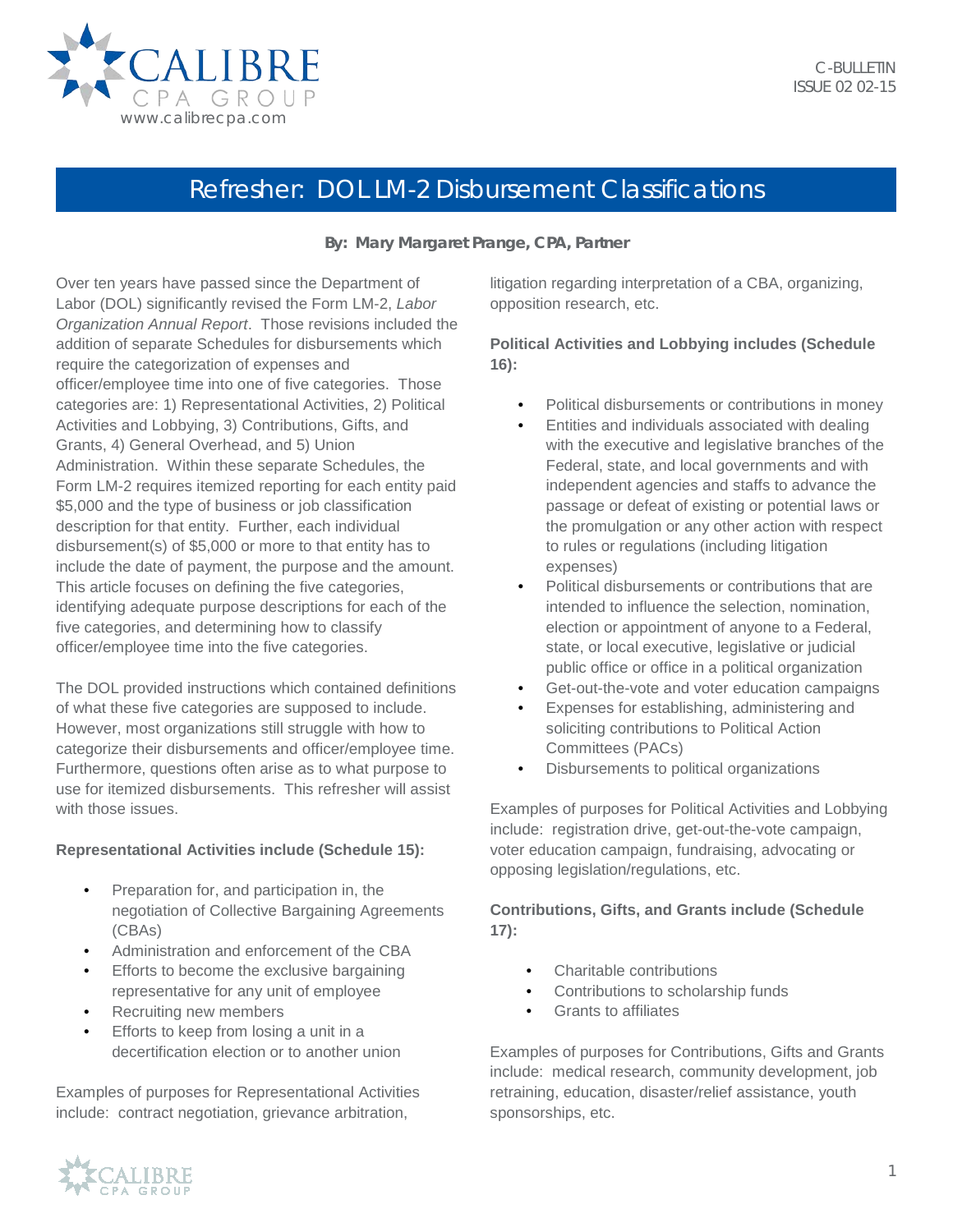C-BULLETIN
ISSUE 02 02-15

# Refresher: DOL LM-2 Disbursement Classifications

**By: Mary Margaret Prange, CPA, Partner**

Over ten years have passed since the Department of Labor (DOL) significantly revised the Form LM-2, *Labor Organization Annual Report*. Those revisions included the addition of separate Schedules for disbursements which require the categorization of expenses and officer/employee time into one of five categories. Those categories are: 1) Representational Activities, 2) Political Activities and Lobbying, 3) Contributions, Gifts, and Grants, 4) General Overhead, and 5) Union Administration. Within these separate Schedules, the Form LM-2 requires itemized reporting for each entity paid $5,000 and the type of business or job classification description for that entity. Further, each individual disbursement(s) of $5,000 or more to that entity has to include the date of payment, the purpose and the amount. This article focuses on defining the five categories, identifying adequate purpose descriptions for each of the five categories, and determining how to classify officer/employee time into the five categories.

The DOL provided instructions which contained definitions of what these five categories are supposed to include. However, most organizations still struggle with how to categorize their disbursements and officer/employee time. Furthermore, questions often arise as to what purpose to use for itemized disbursements. This refresher will assist with those issues.

**Representational Activities include (Schedule 15):**

- Preparation for, and participation in, the negotiation of Collective Bargaining Agreements (CBAs)
- Administration and enforcement of the CBA
- Efforts to become the exclusive bargaining representative for any unit of employee
- Recruiting new members
- Efforts to keep from losing a unit in a decertification election or to another union

Examples of purposes for Representational Activities include: contract negotiation, grievance arbitration, litigation regarding interpretation of a CBA, organizing, opposition research, etc.

**Political Activities and Lobbying includes (Schedule 16):**

- Political disbursements or contributions in money
- Entities and individuals associated with dealing with the executive and legislative branches of the Federal, state, and local governments and with independent agencies and staffs to advance the passage or defeat of existing or potential laws or the promulgation or any other action with respect to rules or regulations (including litigation expenses)
- Political disbursements or contributions that are intended to influence the selection, nomination, election or appointment of anyone to a Federal, state, or local executive, legislative or judicial public office or office in a political organization
- Get-out-the-vote and voter education campaigns
- Expenses for establishing, administering and soliciting contributions to Political Action Committees (PACs)
- Disbursements to political organizations

Examples of purposes for Political Activities and Lobbying include: registration drive, get-out-the-vote campaign, voter education campaign, fundraising, advocating or opposing legislation/regulations, etc.

**Contributions, Gifts, and Grants include (Schedule 17):**

- Charitable contributions
- Contributions to scholarship funds
- Grants to affiliates

Examples of purposes for Contributions, Gifts and Grants include: medical research, community development, job retraining, education, disaster/relief assistance, youth sponsorships, etc.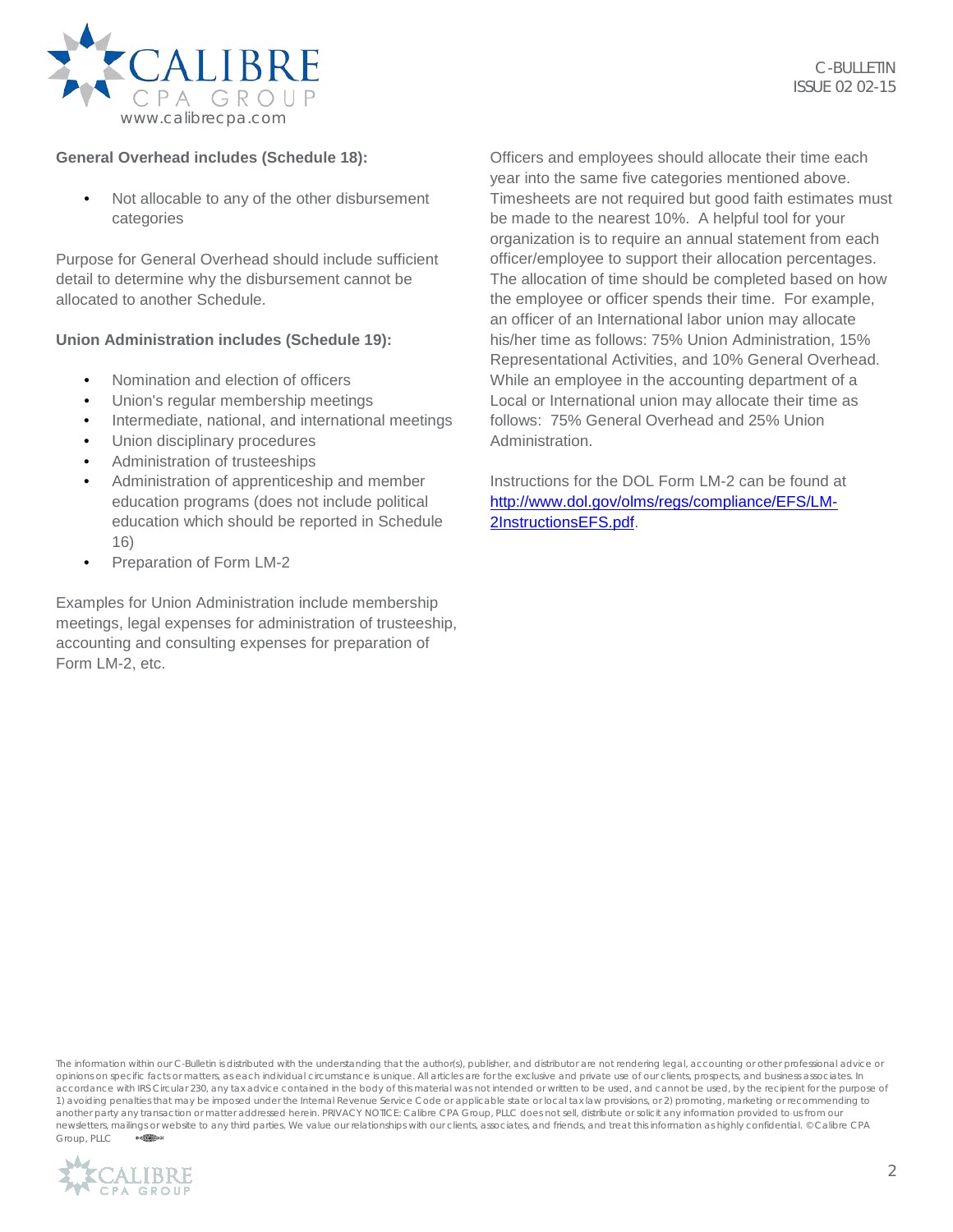**General Overhead includes (Schedule 18):**

- Not allocable to any of the other disbursement categories

Purpose for General Overhead should include sufficient detail to determine why the disbursement cannot be allocated to another Schedule.

**Union Administration includes (Schedule 19):**

- Nomination and election of officers
- Union's regular membership meetings
- Intermediate, national, and international meetings
- Union disciplinary procedures
- Administration of trusteeships
- Administration of apprenticeship and member education programs (does not include political education which should be reported in Schedule 16)
- Preparation of Form LM-2

Examples for Union Administration include membership meetings, legal expenses for administration of trusteeship, accounting and consulting expenses for preparation of Form LM-2, etc.

Officers and employees should allocate their time each year into the same five categories mentioned above. Timesheets are not required but good faith estimates must be made to the nearest 10%. A helpful tool for your organization is to require an annual statement from each officer/employee to support their allocation percentages. The allocation of time should be completed based on how the employee or officer spends their time. For example, an officer of an International labor union may allocate his/her time as follows: 75% Union Administration, 15% Representational Activities, and 10% General Overhead. While an employee in the accounting department of a Local or International union may allocate their time as follows: 75% General Overhead and 25% Union Administration.

Instructions for the DOL Form LM-2 can be found at [http://www.dol.gov/olms/regs/compliance/EFS/LM-2InstructionsEFS.pdf](http://www.dol.gov/olms/regs/compliance/EFS/LM-2InstructionsEFS.pdf).

The information within our C-Bulletin is distributed with the understanding that the author(s), publisher, and distributor are not rendering legal, accounting or other professional advice or opinions on specific facts or matters, as each individual circumstance is unique. All articles are for the exclusive and private use of our clients, prospects, and business associates. In accordance with IRS Circular 230, any tax advice contained in the body of this material was not intended or written to be used, and cannot be used, by the recipient for the purpose of 1) avoiding penalties that may be imposed under the Internal Revenue Service Code or applicable state or local tax law provisions, or 2) promoting, marketing or recommending to another party any transaction or matter addressed herein. PRIVACY NOTICE: Calibre CPA Group, PLLC does not sell, distribute or solicit any information provided to us from our newsletters, mailings or website to any third parties. We value our relationships with our clients, associates, and friends, and treat this information as highly confidential. ©Calibre CPA Group, PLLC